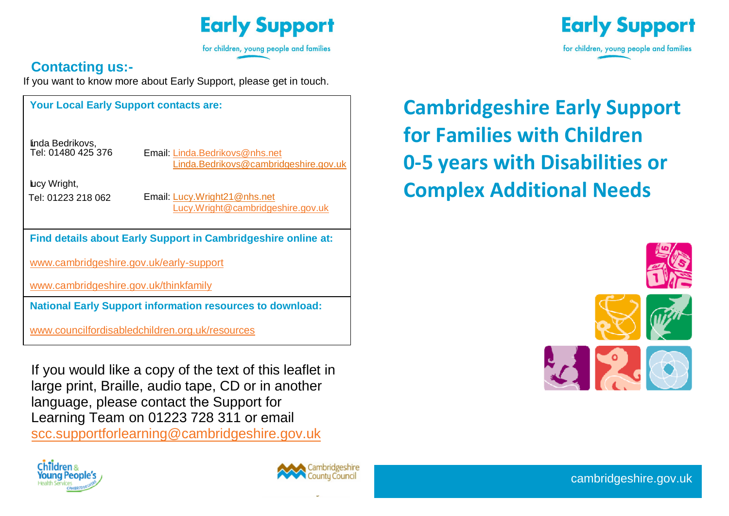# Early Support

for children, young people and families

## Contacting us:-

If you want to know more about Early Support, please get in touch.

**Your Local Early Support contacts are:**

Linda Bedrikovs,
Tel: 01480 425 376
Email: Linda.Bedrikovs@nhs.net
Linda.Bedrikovs@cambridgeshire.gov.uk

Lucy Wright,
Tel: 01223 218 062
Email: Lucy.Wright21@nhs.net
Lucy.Wright@cambridgeshire.gov.uk

**Find details about Early Support in Cambridgeshire online at:**

www.cambridgeshire.gov.uk/early-support

www.cambridgeshire.gov.uk/thinkfamily

**National Early Support information resources to download:**

www.councilfordisabledchildren.org.uk/resources

If you would like a copy of the text of this leaflet in large print, Braille, audio tape, CD or in another language, please contact the Support for Learning Team on 01223 728 311 or email scc.supportforlearning@cambridgeshire.gov.uk

Children & Young People's Health Services Cambridgeshire

Cambridgeshire County Council

# Early Support

for children, young people and families

# Cambridgeshire Early Support for Families with Children 0-5 years with Disabilities or Complex Additional Needs

cambridgeshire.gov.uk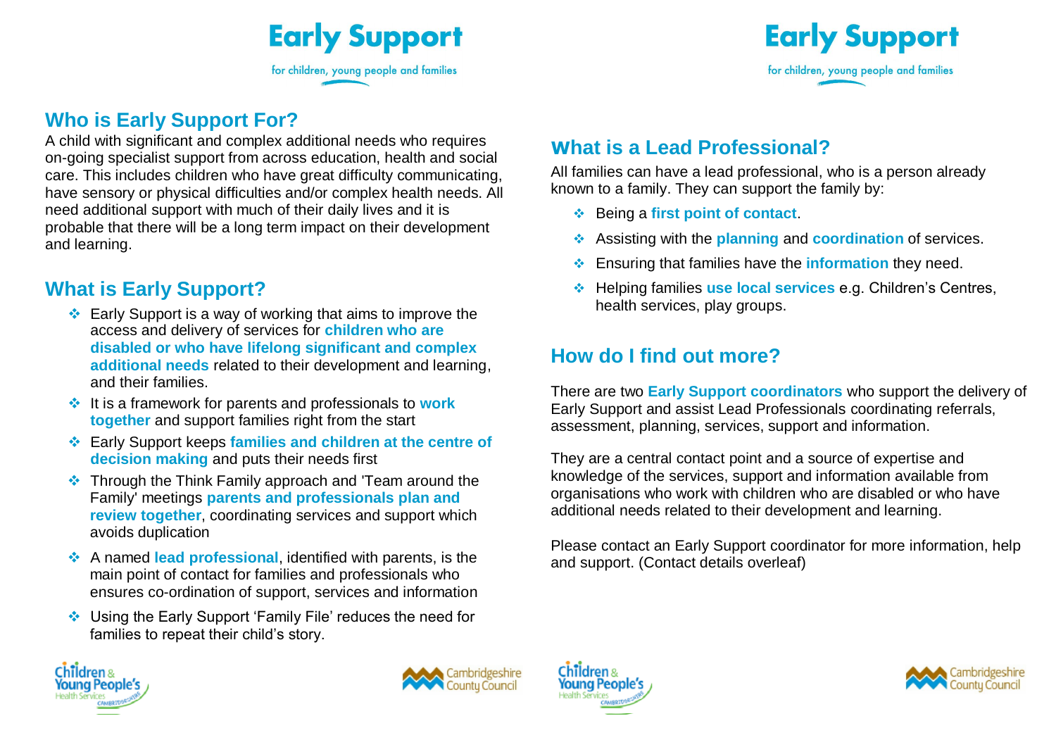# Early Support

for children, young people and families

## Who is Early Support For?

A child with significant and complex additional needs who requires on-going specialist support from across education, health and social care. This includes children who have great difficulty communicating, have sensory or physical difficulties and/or complex health needs. All need additional support with much of their daily lives and it is probable that there will be a long term impact on their development and learning.

## What is Early Support?

- Early Support is a way of working that aims to improve the access and delivery of services for **children who are disabled or who have lifelong significant and complex additional needs** related to their development and learning, and their families.
- It is a framework for parents and professionals to **work together** and support families right from the start
- Early Support keeps **families and children at the centre of decision making** and puts their needs first
- Through the Think Family approach and 'Team around the Family' meetings **parents and professionals plan and review together**, coordinating services and support which avoids duplication
- A named **lead professional**, identified with parents, is the main point of contact for families and professionals who ensures co-ordination of support, services and information
- Using the Early Support 'Family File' reduces the need for families to repeat their child's story.

Children & Young People's Health Services Cambridgeshire

Cambridgeshire County Council

# Early Support

for children, young people and families

## What is a Lead Professional?

All families can have a lead professional, who is a person already known to a family. They can support the family by:

- Being a **first point of contact**.
- Assisting with the **planning** and **coordination** of services.
- Ensuring that families have the **information** they need.
- Helping families **use local services** e.g. Children's Centres, health services, play groups.

## How do I find out more?

There are two **Early Support coordinators** who support the delivery of Early Support and assist Lead Professionals coordinating referrals, assessment, planning, services, support and information.

They are a central contact point and a source of expertise and knowledge of the services, support and information available from organisations who work with children who are disabled or who have additional needs related to their development and learning.

Please contact an Early Support coordinator for more information, help and support. (Contact details overleaf)

Children & Young People's Health Services Cambridgeshire

Cambridgeshire County Council